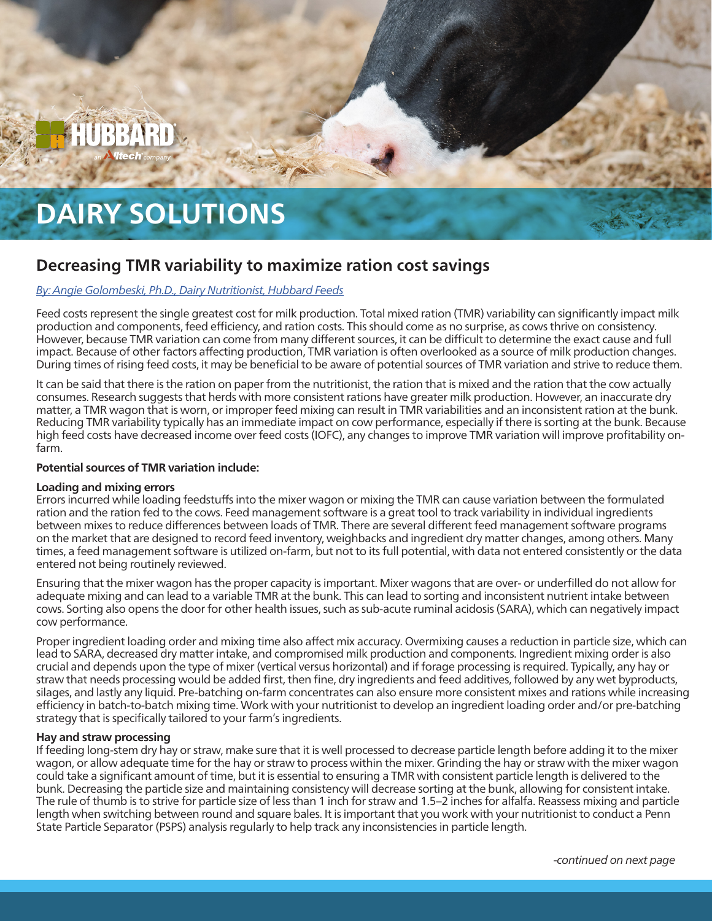# DAIRY SOLUTIONS

## Decreasing TMR variability to maximize ration cost savings

*By: Angie Golombeski, Ph.D., Dairy Nutritionist, Hubbard Feeds*

Feed costs represent the single greatest cost for milk production. Total mixed ration (TMR) variability can significantly impact milk production and components, feed efficiency, and ration costs. This should come as no surprise, as cows thrive on consistency. However, because TMR variation can come from many different sources, it can be difficult to determine the exact cause and full impact. Because of other factors affecting production, TMR variation is often overlooked as a source of milk production changes. During times of rising feed costs, it may be beneficial to be aware of potential sources of TMR variation and strive to reduce them.

It can be said that there is the ration on paper from the nutritionist, the ration that is mixed and the ration that the cow actually consumes. Research suggests that herds with more consistent rations have greater milk production. However, an inaccurate dry matter, a TMR wagon that is worn, or improper feed mixing can result in TMR variabilities and an inconsistent ration at the bunk. Reducing TMR variability typically has an immediate impact on cow performance, especially if there is sorting at the bunk. Because high feed costs have decreased income over feed costs (IOFC), any changes to improve TMR variation will improve profitability on-farm.

**Potential sources of TMR variation include:**

**Loading and mixing errors**

Errors incurred while loading feedstuffs into the mixer wagon or mixing the TMR can cause variation between the formulated ration and the ration fed to the cows. Feed management software is a great tool to track variability in individual ingredients between mixes to reduce differences between loads of TMR. There are several different feed management software programs on the market that are designed to record feed inventory, weighbacks and ingredient dry matter changes, among others. Many times, a feed management software is utilized on-farm, but not to its full potential, with data not entered consistently or the data entered not being routinely reviewed.

Ensuring that the mixer wagon has the proper capacity is important. Mixer wagons that are over- or underfilled do not allow for adequate mixing and can lead to a variable TMR at the bunk. This can lead to sorting and inconsistent nutrient intake between cows. Sorting also opens the door for other health issues, such as sub-acute ruminal acidosis (SARA), which can negatively impact cow performance.

Proper ingredient loading order and mixing time also affect mix accuracy. Overmixing causes a reduction in particle size, which can lead to SARA, decreased dry matter intake, and compromised milk production and components. Ingredient mixing order is also crucial and depends upon the type of mixer (vertical versus horizontal) and if forage processing is required. Typically, any hay or straw that needs processing would be added first, then fine, dry ingredients and feed additives, followed by any wet byproducts, silages, and lastly any liquid. Pre-batching on-farm concentrates can also ensure more consistent mixes and rations while increasing efficiency in batch-to-batch mixing time. Work with your nutritionist to develop an ingredient loading order and/or pre-batching strategy that is specifically tailored to your farm's ingredients.

**Hay and straw processing**

If feeding long-stem dry hay or straw, make sure that it is well processed to decrease particle length before adding it to the mixer wagon, or allow adequate time for the hay or straw to process within the mixer. Grinding the hay or straw with the mixer wagon could take a significant amount of time, but it is essential to ensuring a TMR with consistent particle length is delivered to the bunk. Decreasing the particle size and maintaining consistency will decrease sorting at the bunk, allowing for consistent intake. The rule of thumb is to strive for particle size of less than 1 inch for straw and 1.5–2 inches for alfalfa. Reassess mixing and particle length when switching between round and square bales. It is important that you work with your nutritionist to conduct a Penn State Particle Separator (PSPS) analysis regularly to help track any inconsistencies in particle length.

*-continued on next page*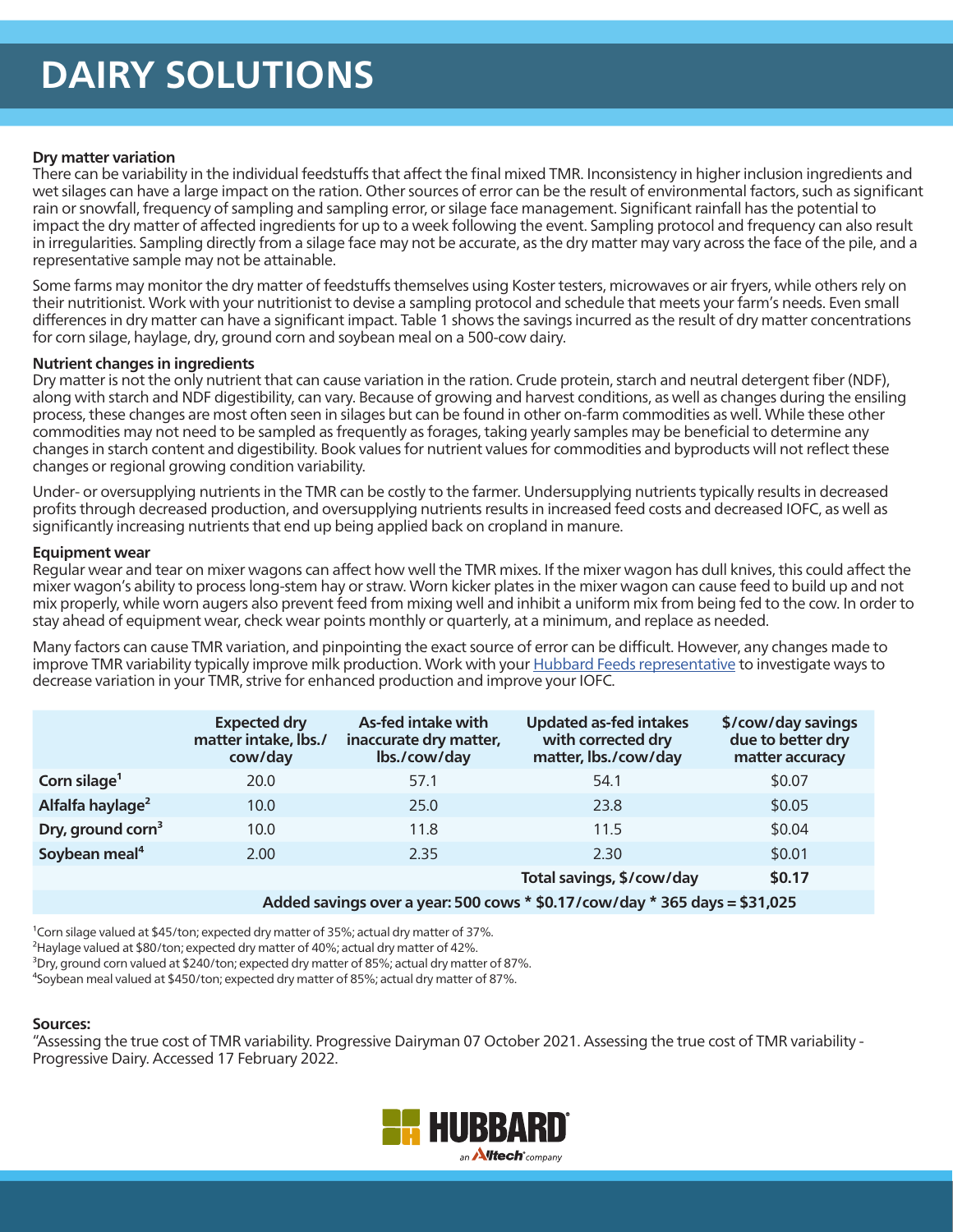# DAIRY SOLUTIONS

**Dry matter variation**

There can be variability in the individual feedstuffs that affect the final mixed TMR. Inconsistency in higher inclusion ingredients and wet silages can have a large impact on the ration. Other sources of error can be the result of environmental factors, such as significant rain or snowfall, frequency of sampling and sampling error, or silage face management. Significant rainfall has the potential to impact the dry matter of affected ingredients for up to a week following the event. Sampling protocol and frequency can also result in irregularities. Sampling directly from a silage face may not be accurate, as the dry matter may vary across the face of the pile, and a representative sample may not be attainable.

Some farms may monitor the dry matter of feedstuffs themselves using Koster testers, microwaves or air fryers, while others rely on their nutritionist. Work with your nutritionist to devise a sampling protocol and schedule that meets your farm's needs. Even small differences in dry matter can have a significant impact. Table 1 shows the savings incurred as the result of dry matter concentrations for corn silage, haylage, dry, ground corn and soybean meal on a 500-cow dairy.

**Nutrient changes in ingredients**

Dry matter is not the only nutrient that can cause variation in the ration. Crude protein, starch and neutral detergent fiber (NDF), along with starch and NDF digestibility, can vary. Because of growing and harvest conditions, as well as changes during the ensiling process, these changes are most often seen in silages but can be found in other on-farm commodities as well. While these other commodities may not need to be sampled as frequently as forages, taking yearly samples may be beneficial to determine any changes in starch content and digestibility. Book values for nutrient values for commodities and byproducts will not reflect these changes or regional growing condition variability.

Under- or oversupplying nutrients in the TMR can be costly to the farmer. Undersupplying nutrients typically results in decreased profits through decreased production, and oversupplying nutrients results in increased feed costs and decreased IOFC, as well as significantly increasing nutrients that end up being applied back on cropland in manure.

**Equipment wear**

Regular wear and tear on mixer wagons can affect how well the TMR mixes. If the mixer wagon has dull knives, this could affect the mixer wagon's ability to process long-stem hay or straw. Worn kicker plates in the mixer wagon can cause feed to build up and not mix properly, while worn augers also prevent feed from mixing well and inhibit a uniform mix from being fed to the cow. In order to stay ahead of equipment wear, check wear points monthly or quarterly, at a minimum, and replace as needed.

Many factors can cause TMR variation, and pinpointing the exact source of error can be difficult. However, any changes made to improve TMR variability typically improve milk production. Work with your Hubbard Feeds representative to investigate ways to decrease variation in your TMR, strive for enhanced production and improve your IOFC.

| | Expected dry matter intake, lbs./cow/day | As-fed intake with inaccurate dry matter, lbs./cow/day | Updated as-fed intakes with corrected dry matter, lbs./cow/day | $/cow/day savings due to better dry matter accuracy |
|---|---|---|---|---|
| **Corn silage[1]** | 20.0 | 57.1 | 54.1 | $0.07 |
| **Alfalfa haylage[2]** | 10.0 | 25.0 | 23.8 | $0.05 |
| **Dry, ground corn[3]** | 10.0 | 11.8 | 11.5 | $0.04 |
| **Soybean meal[4]** | 2.00 | 2.35 | 2.30 | $0.01 |
| | | | **Total savings, $/cow/day** | **$0.17** |
| **Added savings over a year: 500 cows * $0.17/cow/day * 365 days = $31,025** | | | | |

[1]Corn silage valued at $45/ton; expected dry matter of 35%; actual dry matter of 37%.
[2]Haylage valued at $80/ton; expected dry matter of 40%; actual dry matter of 42%.
[3]Dry, ground corn valued at $240/ton; expected dry matter of 85%; actual dry matter of 87%.
[4]Soybean meal valued at $450/ton; expected dry matter of 85%; actual dry matter of 87%.

**Sources:**

"Assessing the true cost of TMR variability. Progressive Dairyman 07 October 2021. Assessing the true cost of TMR variability - Progressive Dairy. Accessed 17 February 2022.

HUBBARD
an Alltech company